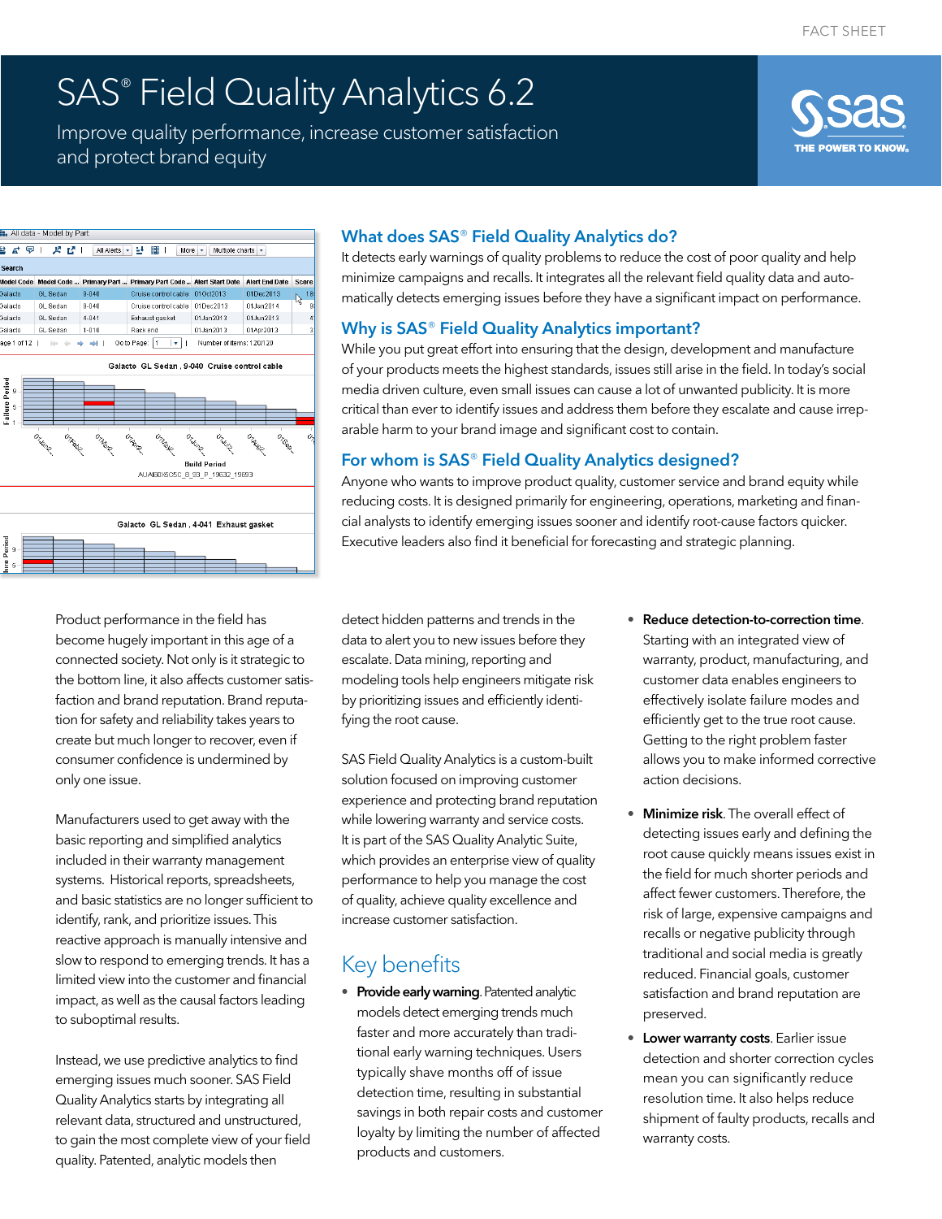FACT SHEET

# SAS® Field Quality Analytics 6.2

Improve quality performance, increase customer satisfaction and protect brand equity

## What does SAS® Field Quality Analytics do?

It detects early warnings of quality problems to reduce the cost of poor quality and help minimize campaigns and recalls. It integrates all the relevant field quality data and automatically detects emerging issues before they have a significant impact on performance.

## Why is SAS® Field Quality Analytics important?

While you put great effort into ensuring that the design, development and manufacture of your products meets the highest standards, issues still arise in the field. In today's social media driven culture, even small issues can cause a lot of unwanted publicity. It is more critical than ever to identify issues and address them before they escalate and cause irreparable harm to your brand image and significant cost to contain.

## For whom is SAS® Field Quality Analytics designed?

Anyone who wants to improve product quality, customer service and brand equity while reducing costs. It is designed primarily for engineering, operations, marketing and financial analysts to identify emerging issues sooner and identify root-cause factors quicker. Executive leaders also find it beneficial for forecasting and strategic planning.

Product performance in the field has become hugely important in this age of a connected society. Not only is it strategic to the bottom line, it also affects customer satisfaction and brand reputation. Brand reputation for safety and reliability takes years to create but much longer to recover, even if consumer confidence is undermined by only one issue.

Manufacturers used to get away with the basic reporting and simplified analytics included in their warranty management systems. Historical reports, spreadsheets, and basic statistics are no longer sufficient to identify, rank, and prioritize issues. This reactive approach is manually intensive and slow to respond to emerging trends. It has a limited view into the customer and financial impact, as well as the causal factors leading to suboptimal results.

Instead, we use predictive analytics to find emerging issues much sooner. SAS Field Quality Analytics starts by integrating all relevant data, structured and unstructured, to gain the most complete view of your field quality. Patented, analytic models then detect hidden patterns and trends in the data to alert you to new issues before they escalate. Data mining, reporting and modeling tools help engineers mitigate risk by prioritizing issues and efficiently identifying the root cause.

SAS Field Quality Analytics is a custom-built solution focused on improving customer experience and protecting brand reputation while lowering warranty and service costs. It is part of the SAS Quality Analytic Suite, which provides an enterprise view of quality performance to help you manage the cost of quality, achieve quality excellence and increase customer satisfaction.

## Key benefits

- **Provide early warning**. Patented analytic models detect emerging trends much faster and more accurately than traditional early warning techniques. Users typically shave months off of issue detection time, resulting in substantial savings in both repair costs and customer loyalty by limiting the number of affected products and customers.
- **Reduce detection-to-correction time**. Starting with an integrated view of warranty, product, manufacturing, and customer data enables engineers to effectively isolate failure modes and efficiently get to the true root cause. Getting to the right problem faster allows you to make informed corrective action decisions.
- **Minimize risk**. The overall effect of detecting issues early and defining the root cause quickly means issues exist in the field for much shorter periods and affect fewer customers. Therefore, the risk of large, expensive campaigns and recalls or negative publicity through traditional and social media is greatly reduced. Financial goals, customer satisfaction and brand reputation are preserved.
- **Lower warranty costs**. Earlier issue detection and shorter correction cycles mean you can significantly reduce resolution time. It also helps reduce shipment of faulty products, recalls and warranty costs.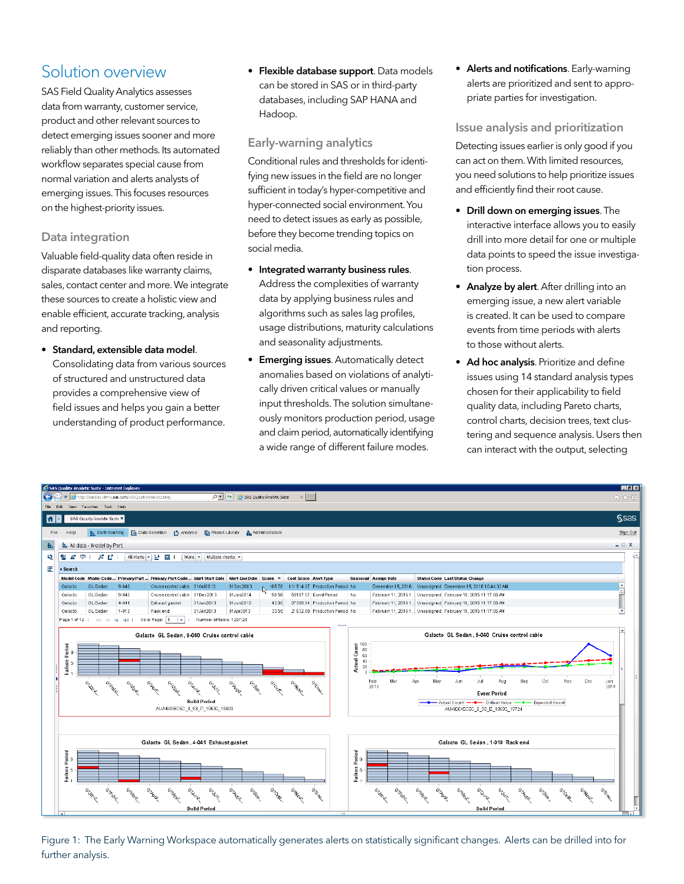## Solution overview

SAS Field Quality Analytics assesses data from warranty, customer service, product and other relevant sources to detect emerging issues sooner and more reliably than other methods. Its automated workflow separates special cause from normal variation and alerts analysts of emerging issues. This focuses resources on the highest-priority issues.

### Data integration

Valuable field-quality data often reside in disparate databases like warranty claims, sales, contact center and more. We integrate these sources to create a holistic view and enable efficient, accurate tracking, analysis and reporting.

- **Standard, extensible data model**. Consolidating data from various sources of structured and unstructured data provides a comprehensive view of field issues and helps you gain a better understanding of product performance.
- **Flexible database support**. Data models can be stored in SAS or in third-party databases, including SAP HANA and Hadoop.

### Early-warning analytics

Conditional rules and thresholds for identifying new issues in the field are no longer sufficient in today's hyper-competitive and hyper-connected social environment. You need to detect issues as early as possible, before they become trending topics on social media.

- **Integrated warranty business rules**. Address the complexities of warranty data by applying business rules and algorithms such as sales lag profiles, usage distributions, maturity calculations and seasonality adjustments.
- **Emerging issues**. Automatically detect anomalies based on violations of analytically driven critical values or manually input thresholds. The solution simultaneously monitors production period, usage and claim period, automatically identifying a wide range of different failure modes.
- **Alerts and notifications**. Early-warning alerts are prioritized and sent to appropriate parties for investigation.

### Issue analysis and prioritization

Detecting issues earlier is only good if you can act on them. With limited resources, you need solutions to help prioritize issues and efficiently find their root cause.

- **Drill down on emerging issues**. The interactive interface allows you to easily drill into more detail for one or multiple data points to speed the issue investigation process.
- **Analyze by alert**. After drilling into an emerging issue, a new alert variable is created. It can be used to compare events from time periods with alerts to those without alerts.
- **Ad hoc analysis**. Prioritize and define issues using 14 standard analysis types chosen for their applicability to field quality data, including Pareto charts, control charts, decision trees, text clustering and sequence analysis. Users then can interact with the output, selecting

Figure 1: The Early Warning Workspace automatically generates alerts on statistically significant changes. Alerts can be drilled into for further analysis.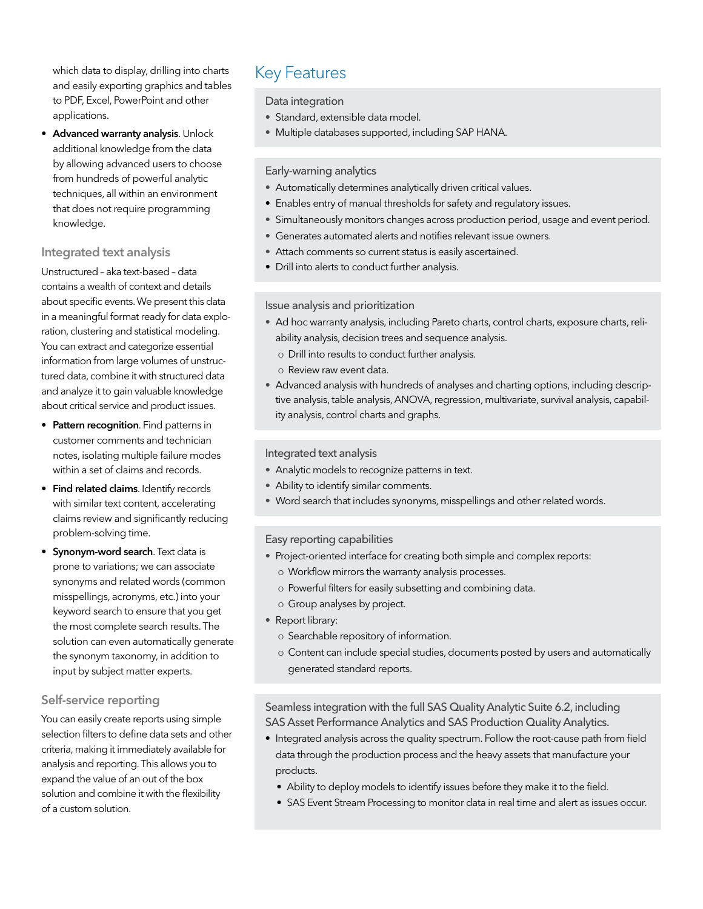which data to display, drilling into charts and easily exporting graphics and tables to PDF, Excel, PowerPoint and other applications.

- **Advanced warranty analysis**. Unlock additional knowledge from the data by allowing advanced users to choose from hundreds of powerful analytic techniques, all within an environment that does not require programming knowledge.

### Integrated text analysis

Unstructured – aka text-based – data contains a wealth of context and details about specific events. We present this data in a meaningful format ready for data exploration, clustering and statistical modeling. You can extract and categorize essential information from large volumes of unstructured data, combine it with structured data and analyze it to gain valuable knowledge about critical service and product issues.

- **Pattern recognition**. Find patterns in customer comments and technician notes, isolating multiple failure modes within a set of claims and records.
- **Find related claims**. Identify records with similar text content, accelerating claims review and significantly reducing problem-solving time.
- **Synonym-word search**. Text data is prone to variations; we can associate synonyms and related words (common misspellings, acronyms, etc.) into your keyword search to ensure that you get the most complete search results. The solution can even automatically generate the synonym taxonomy, in addition to input by subject matter experts.

### Self-service reporting

You can easily create reports using simple selection filters to define data sets and other criteria, making it immediately available for analysis and reporting. This allows you to expand the value of an out of the box solution and combine it with the flexibility of a custom solution.

## Key Features

### Data integration

- Standard, extensible data model.
- Multiple databases supported, including SAP HANA.

### Early-warning analytics

- Automatically determines analytically driven critical values.
- Enables entry of manual thresholds for safety and regulatory issues.
- Simultaneously monitors changes across production period, usage and event period.
- Generates automated alerts and notifies relevant issue owners.
- Attach comments so current status is easily ascertained.
- Drill into alerts to conduct further analysis.

### Issue analysis and prioritization

- Ad hoc warranty analysis, including Pareto charts, control charts, exposure charts, reliability analysis, decision trees and sequence analysis.
  - Drill into results to conduct further analysis.
  - Review raw event data.
- Advanced analysis with hundreds of analyses and charting options, including descriptive analysis, table analysis, ANOVA, regression, multivariate, survival analysis, capability analysis, control charts and graphs.

### Integrated text analysis

- Analytic models to recognize patterns in text.
- Ability to identify similar comments.
- Word search that includes synonyms, misspellings and other related words.

### Easy reporting capabilities

- Project-oriented interface for creating both simple and complex reports:
  - Workflow mirrors the warranty analysis processes.
  - Powerful filters for easily subsetting and combining data.
  - Group analyses by project.
- Report library:
  - Searchable repository of information.
  - Content can include special studies, documents posted by users and automatically generated standard reports.

### Seamless integration with the full SAS Quality Analytic Suite 6.2, including SAS Asset Performance Analytics and SAS Production Quality Analytics.

- Integrated analysis across the quality spectrum. Follow the root-cause path from field data through the production process and the heavy assets that manufacture your products.
  - Ability to deploy models to identify issues before they make it to the field.
  - SAS Event Stream Processing to monitor data in real time and alert as issues occur.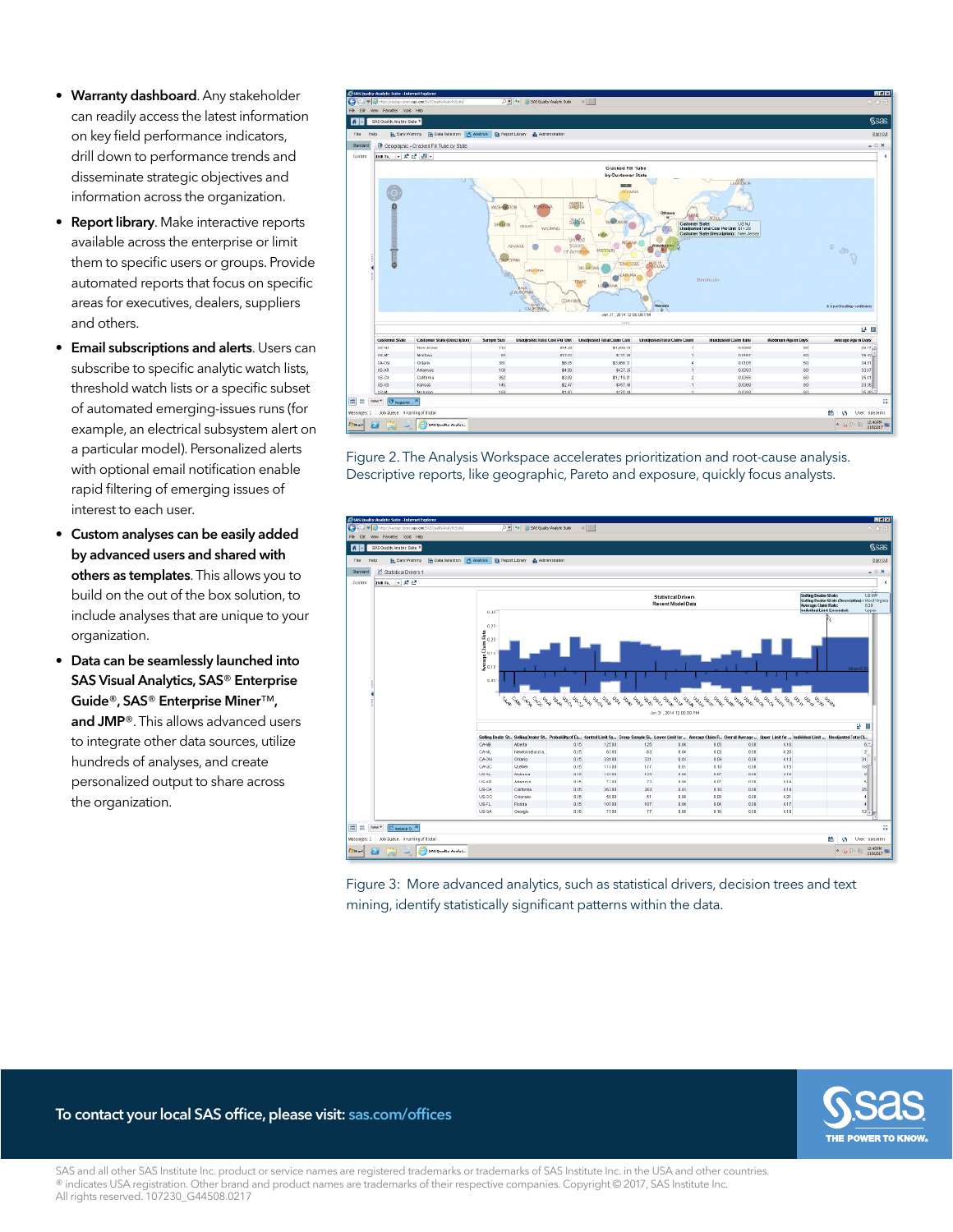- **Warranty dashboard**. Any stakeholder can readily access the latest information on key field performance indicators, drill down to performance trends and disseminate strategic objectives and information across the organization.
- **Report library**. Make interactive reports available across the enterprise or limit them to specific users or groups. Provide automated reports that focus on specific areas for executives, dealers, suppliers and others.
- **Email subscriptions and alerts**. Users can subscribe to specific analytic watch lists, threshold watch lists or a specific subset of automated emerging-issues runs (for example, an electrical subsystem alert on a particular model). Personalized alerts with optional email notification enable rapid filtering of emerging issues of interest to each user.
- **Custom analyses can be easily added by advanced users and shared with others as templates**. This allows you to build on the out of the box solution, to include analyses that are unique to your organization.
- **Data can be seamlessly launched into SAS Visual Analytics, SAS® Enterprise Guide®, SAS® Enterprise Miner™, and JMP®**. This allows advanced users to integrate other data sources, utilize hundreds of analyses, and create personalized output to share across the organization.

Figure 2. The Analysis Workspace accelerates prioritization and root-cause analysis. Descriptive reports, like geographic, Pareto and exposure, quickly focus analysts.

Figure 3: More advanced analytics, such as statistical drivers, decision trees and text mining, identify statistically significant patterns within the data.

**To contact your local SAS office, please visit: sas.com/offices**

SAS THE POWER TO KNOW.

SAS and all other SAS Institute Inc. product or service names are registered trademarks or trademarks of SAS Institute Inc. in the USA and other countries. ® indicates USA registration. Other brand and product names are trademarks of their respective companies. Copyright © 2017, SAS Institute Inc. All rights reserved. 107230_G44508.0217